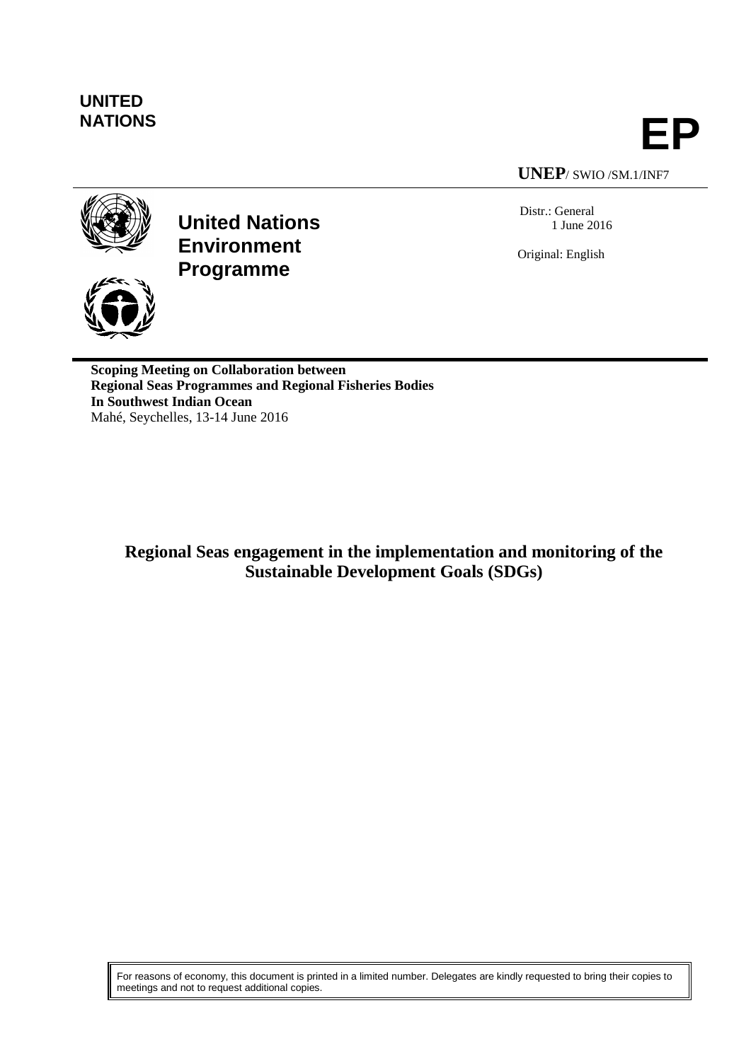**UNITED NATIONS**

# EP

**UNEP**/ SWIO /SM.1/INF7

**United Nations Environment Programme**

Distr.: General
1 June 2016

Original: English

**Scoping Meeting on Collaboration between Regional Seas Programmes and Regional Fisheries Bodies In Southwest Indian Ocean**
Mahé, Seychelles, 13-14 June 2016

# Regional Seas engagement in the implementation and monitoring of the Sustainable Development Goals (SDGs)

For reasons of economy, this document is printed in a limited number. Delegates are kindly requested to bring their copies to meetings and not to request additional copies.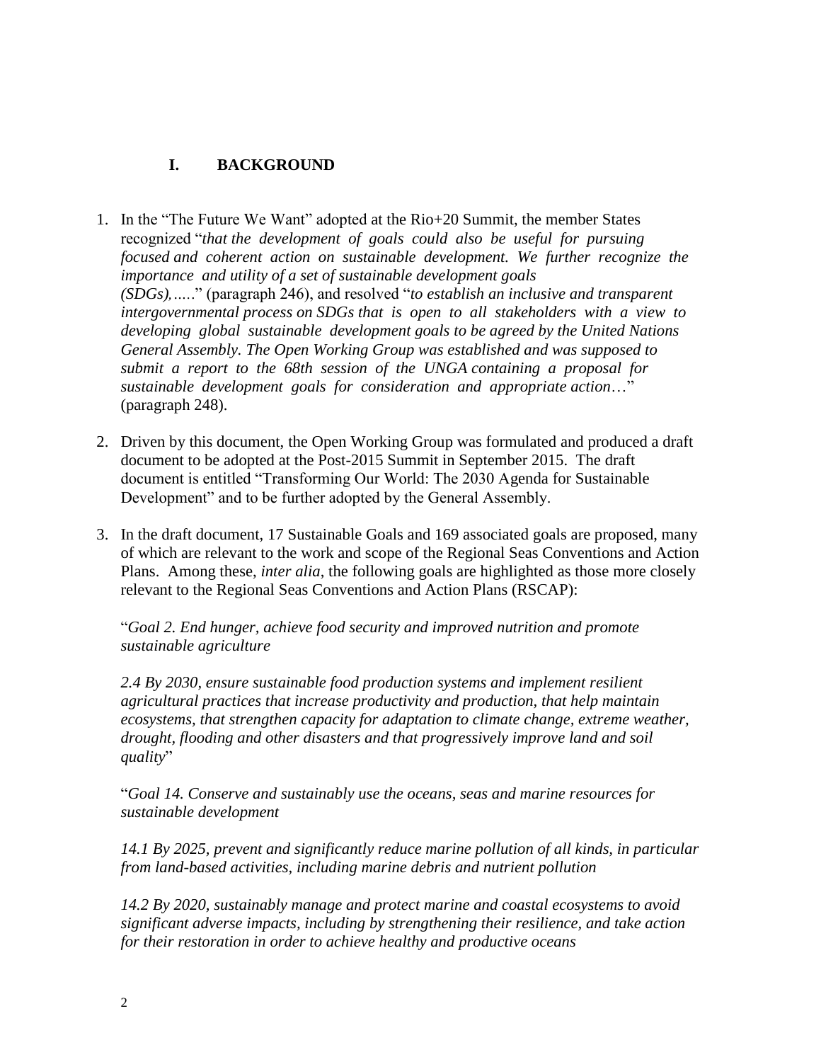## I. BACKGROUND

1. In the "The Future We Want" adopted at the Rio+20 Summit, the member States recognized "*that the development of goals could also be useful for pursuing focused and coherent action on sustainable development. We further recognize the importance and utility of a set of sustainable development goals (SDGs),…..*" (paragraph 246), and resolved "*to establish an inclusive and transparent intergovernmental process on SDGs that is open to all stakeholders with a view to developing global sustainable development goals to be agreed by the United Nations General Assembly. The Open Working Group was established and was supposed to submit a report to the 68th session of the UNGA containing a proposal for sustainable development goals for consideration and appropriate action*…" (paragraph 248).

2. Driven by this document, the Open Working Group was formulated and produced a draft document to be adopted at the Post-2015 Summit in September 2015. The draft document is entitled "Transforming Our World: The 2030 Agenda for Sustainable Development" and to be further adopted by the General Assembly.

3. In the draft document, 17 Sustainable Goals and 169 associated goals are proposed, many of which are relevant to the work and scope of the Regional Seas Conventions and Action Plans. Among these, *inter alia*, the following goals are highlighted as those more closely relevant to the Regional Seas Conventions and Action Plans (RSCAP):

   "*Goal 2. End hunger, achieve food security and improved nutrition and promote sustainable agriculture*

   *2.4 By 2030, ensure sustainable food production systems and implement resilient agricultural practices that increase productivity and production, that help maintain ecosystems, that strengthen capacity for adaptation to climate change, extreme weather, drought, flooding and other disasters and that progressively improve land and soil quality*"

   "*Goal 14. Conserve and sustainably use the oceans, seas and marine resources for sustainable development*

   *14.1 By 2025, prevent and significantly reduce marine pollution of all kinds, in particular from land-based activities, including marine debris and nutrient pollution*

   *14.2 By 2020, sustainably manage and protect marine and coastal ecosystems to avoid significant adverse impacts, including by strengthening their resilience, and take action for their restoration in order to achieve healthy and productive oceans*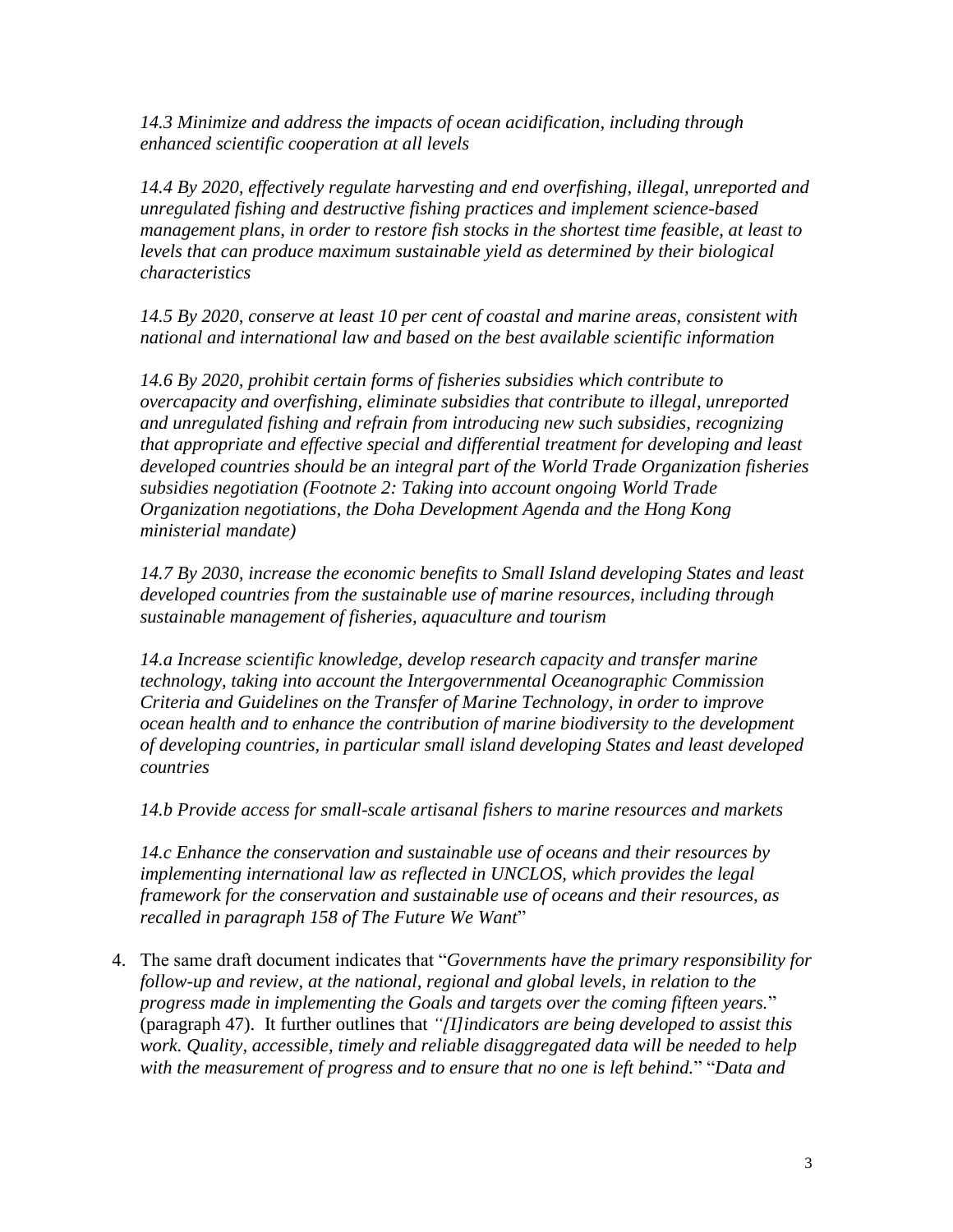*14.3 Minimize and address the impacts of ocean acidification, including through enhanced scientific cooperation at all levels*

*14.4 By 2020, effectively regulate harvesting and end overfishing, illegal, unreported and unregulated fishing and destructive fishing practices and implement science-based management plans, in order to restore fish stocks in the shortest time feasible, at least to levels that can produce maximum sustainable yield as determined by their biological characteristics*

*14.5 By 2020, conserve at least 10 per cent of coastal and marine areas, consistent with national and international law and based on the best available scientific information*

*14.6 By 2020, prohibit certain forms of fisheries subsidies which contribute to overcapacity and overfishing, eliminate subsidies that contribute to illegal, unreported and unregulated fishing and refrain from introducing new such subsidies, recognizing that appropriate and effective special and differential treatment for developing and least developed countries should be an integral part of the World Trade Organization fisheries subsidies negotiation (Footnote 2: Taking into account ongoing World Trade Organization negotiations, the Doha Development Agenda and the Hong Kong ministerial mandate)*

*14.7 By 2030, increase the economic benefits to Small Island developing States and least developed countries from the sustainable use of marine resources, including through sustainable management of fisheries, aquaculture and tourism*

*14.a Increase scientific knowledge, develop research capacity and transfer marine technology, taking into account the Intergovernmental Oceanographic Commission Criteria and Guidelines on the Transfer of Marine Technology, in order to improve ocean health and to enhance the contribution of marine biodiversity to the development of developing countries, in particular small island developing States and least developed countries*

*14.b Provide access for small-scale artisanal fishers to marine resources and markets*

*14.c Enhance the conservation and sustainable use of oceans and their resources by implementing international law as reflected in UNCLOS, which provides the legal framework for the conservation and sustainable use of oceans and their resources, as recalled in paragraph 158 of The Future We Want*"

4. The same draft document indicates that "*Governments have the primary responsibility for follow-up and review, at the national, regional and global levels, in relation to the progress made in implementing the Goals and targets over the coming fifteen years.*" (paragraph 47). It further outlines that *"[I]indicators are being developed to assist this work. Quality, accessible, timely and reliable disaggregated data will be needed to help with the measurement of progress and to ensure that no one is left behind.*" "*Data and*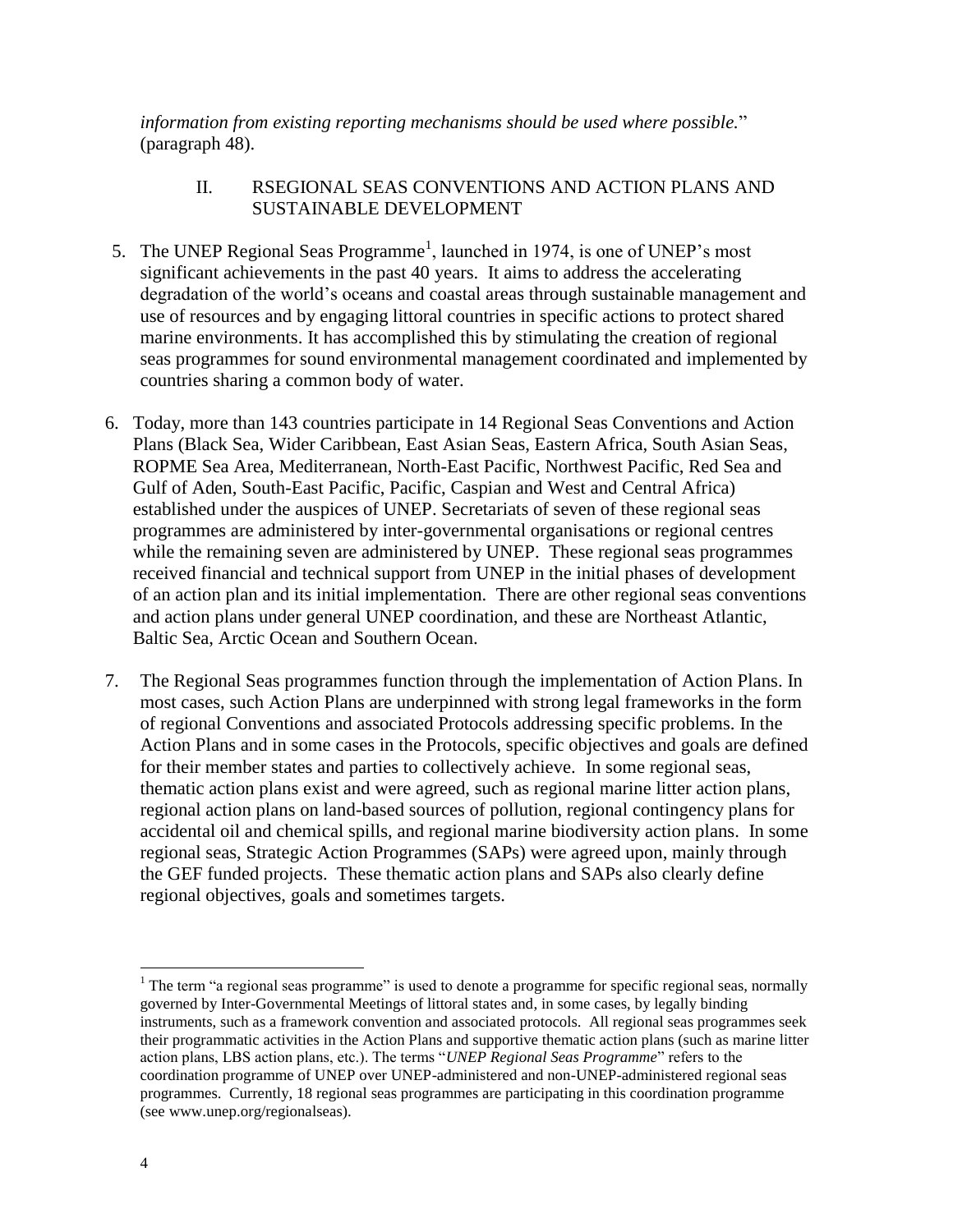*information from existing reporting mechanisms should be used where possible.*" (paragraph 48).

## II. RSEGIONAL SEAS CONVENTIONS AND ACTION PLANS AND SUSTAINABLE DEVELOPMENT

5. The UNEP Regional Seas Programme[1], launched in 1974, is one of UNEP's most significant achievements in the past 40 years. It aims to address the accelerating degradation of the world's oceans and coastal areas through sustainable management and use of resources and by engaging littoral countries in specific actions to protect shared marine environments. It has accomplished this by stimulating the creation of regional seas programmes for sound environmental management coordinated and implemented by countries sharing a common body of water.

6. Today, more than 143 countries participate in 14 Regional Seas Conventions and Action Plans (Black Sea, Wider Caribbean, East Asian Seas, Eastern Africa, South Asian Seas, ROPME Sea Area, Mediterranean, North-East Pacific, Northwest Pacific, Red Sea and Gulf of Aden, South-East Pacific, Pacific, Caspian and West and Central Africa) established under the auspices of UNEP. Secretariats of seven of these regional seas programmes are administered by inter-governmental organisations or regional centres while the remaining seven are administered by UNEP. These regional seas programmes received financial and technical support from UNEP in the initial phases of development of an action plan and its initial implementation. There are other regional seas conventions and action plans under general UNEP coordination, and these are Northeast Atlantic, Baltic Sea, Arctic Ocean and Southern Ocean.

7. The Regional Seas programmes function through the implementation of Action Plans. In most cases, such Action Plans are underpinned with strong legal frameworks in the form of regional Conventions and associated Protocols addressing specific problems. In the Action Plans and in some cases in the Protocols, specific objectives and goals are defined for their member states and parties to collectively achieve. In some regional seas, thematic action plans exist and were agreed, such as regional marine litter action plans, regional action plans on land-based sources of pollution, regional contingency plans for accidental oil and chemical spills, and regional marine biodiversity action plans. In some regional seas, Strategic Action Programmes (SAPs) were agreed upon, mainly through the GEF funded projects. These thematic action plans and SAPs also clearly define regional objectives, goals and sometimes targets.

---

[1] The term "a regional seas programme" is used to denote a programme for specific regional seas, normally governed by Inter-Governmental Meetings of littoral states and, in some cases, by legally binding instruments, such as a framework convention and associated protocols. All regional seas programmes seek their programmatic activities in the Action Plans and supportive thematic action plans (such as marine litter action plans, LBS action plans, etc.). The terms "*UNEP Regional Seas Programme*" refers to the coordination programme of UNEP over UNEP-administered and non-UNEP-administered regional seas programmes. Currently, 18 regional seas programmes are participating in this coordination programme (see www.unep.org/regionalseas).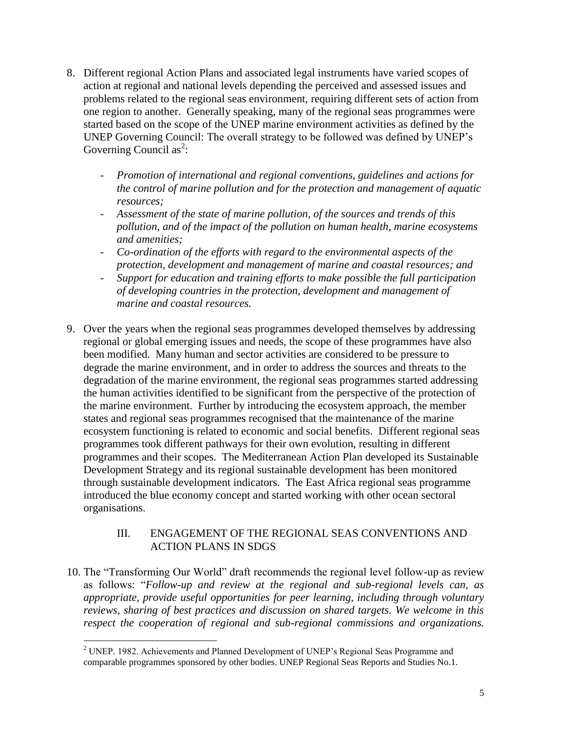8. Different regional Action Plans and associated legal instruments have varied scopes of action at regional and national levels depending the perceived and assessed issues and problems related to the regional seas environment, requiring different sets of action from one region to another. Generally speaking, many of the regional seas programmes were started based on the scope of the UNEP marine environment activities as defined by the UNEP Governing Council: The overall strategy to be followed was defined by UNEP's Governing Council as[2]:

   - *Promotion of international and regional conventions, guidelines and actions for the control of marine pollution and for the protection and management of aquatic resources;*
   - *Assessment of the state of marine pollution, of the sources and trends of this pollution, and of the impact of the pollution on human health, marine ecosystems and amenities;*
   - *Co-ordination of the efforts with regard to the environmental aspects of the protection, development and management of marine and coastal resources; and*
   - *Support for education and training efforts to make possible the full participation of developing countries in the protection, development and management of marine and coastal resources.*

9. Over the years when the regional seas programmes developed themselves by addressing regional or global emerging issues and needs, the scope of these programmes have also been modified. Many human and sector activities are considered to be pressure to degrade the marine environment, and in order to address the sources and threats to the degradation of the marine environment, the regional seas programmes started addressing the human activities identified to be significant from the perspective of the protection of the marine environment. Further by introducing the ecosystem approach, the member states and regional seas programmes recognised that the maintenance of the marine ecosystem functioning is related to economic and social benefits. Different regional seas programmes took different pathways for their own evolution, resulting in different programmes and their scopes. The Mediterranean Action Plan developed its Sustainable Development Strategy and its regional sustainable development has been monitored through sustainable development indicators. The East Africa regional seas programme introduced the blue economy concept and started working with other ocean sectoral organisations.

## III. ENGAGEMENT OF THE REGIONAL SEAS CONVENTIONS AND ACTION PLANS IN SDGS

10. The "Transforming Our World" draft recommends the regional level follow-up as review as follows: "*Follow-up and review at the regional and sub-regional levels can, as appropriate, provide useful opportunities for peer learning, including through voluntary reviews, sharing of best practices and discussion on shared targets. We welcome in this respect the cooperation of regional and sub-regional commissions and organizations.*

[2] UNEP. 1982. Achievements and Planned Development of UNEP's Regional Seas Programme and comparable programmes sponsored by other bodies. UNEP Regional Seas Reports and Studies No.1.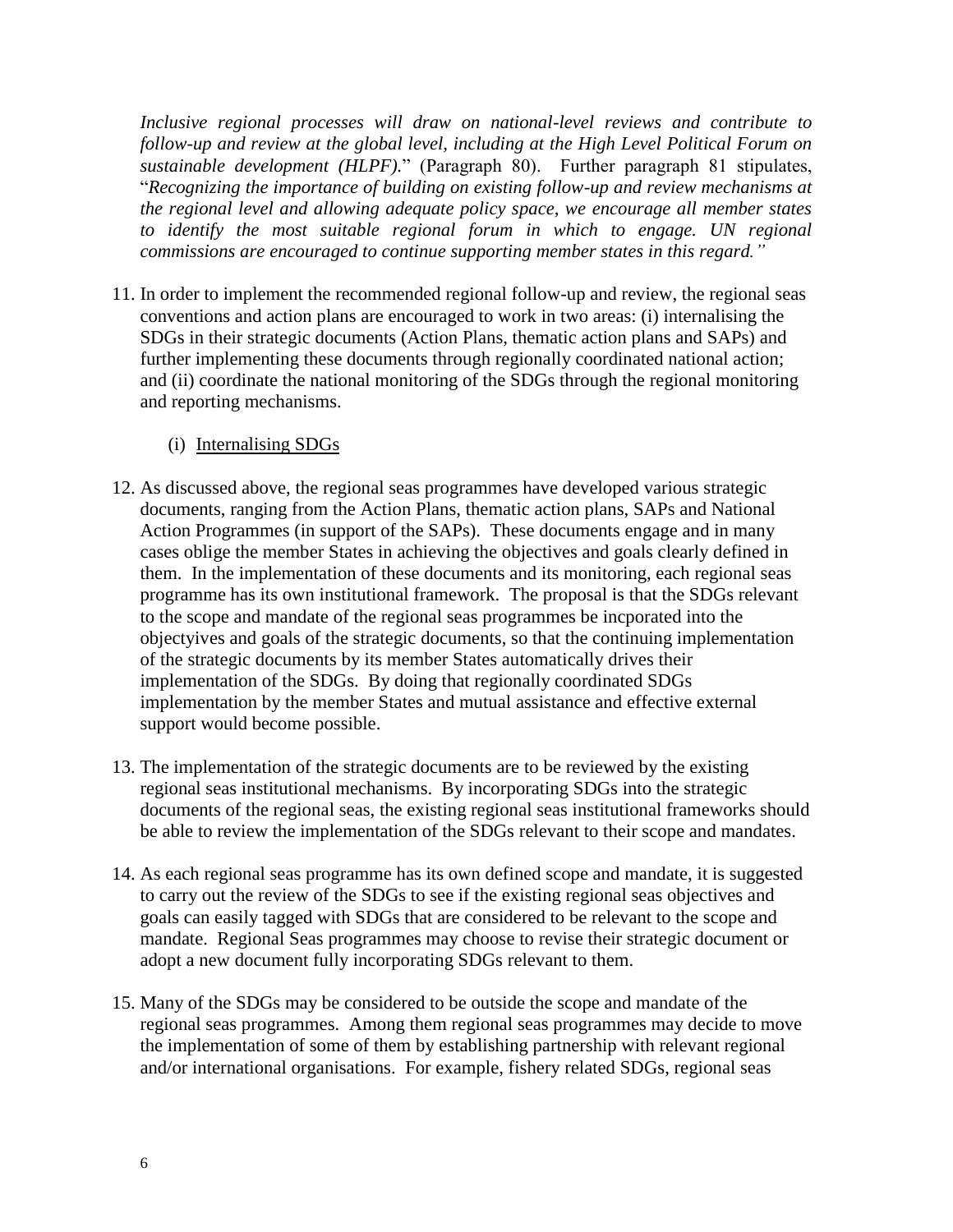*Inclusive regional processes will draw on national-level reviews and contribute to follow-up and review at the global level, including at the High Level Political Forum on sustainable development (HLPF).*" (Paragraph 80). Further paragraph 81 stipulates, "*Recognizing the importance of building on existing follow-up and review mechanisms at the regional level and allowing adequate policy space, we encourage all member states to identify the most suitable regional forum in which to engage. UN regional commissions are encouraged to continue supporting member states in this regard.*"

11. In order to implement the recommended regional follow-up and review, the regional seas conventions and action plans are encouraged to work in two areas: (i) internalising the SDGs in their strategic documents (Action Plans, thematic action plans and SAPs) and further implementing these documents through regionally coordinated national action; and (ii) coordinate the national monitoring of the SDGs through the regional monitoring and reporting mechanisms.

    (i) <u>Internalising SDGs</u>

12. As discussed above, the regional seas programmes have developed various strategic documents, ranging from the Action Plans, thematic action plans, SAPs and National Action Programmes (in support of the SAPs). These documents engage and in many cases oblige the member States in achieving the objectives and goals clearly defined in them. In the implementation of these documents and its monitoring, each regional seas programme has its own institutional framework. The proposal is that the SDGs relevant to the scope and mandate of the regional seas programmes be incporated into the objectyives and goals of the strategic documents, so that the continuing implementation of the strategic documents by its member States automatically drives their implementation of the SDGs. By doing that regionally coordinated SDGs implementation by the member States and mutual assistance and effective external support would become possible.

13. The implementation of the strategic documents are to be reviewed by the existing regional seas institutional mechanisms. By incorporating SDGs into the strategic documents of the regional seas, the existing regional seas institutional frameworks should be able to review the implementation of the SDGs relevant to their scope and mandates.

14. As each regional seas programme has its own defined scope and mandate, it is suggested to carry out the review of the SDGs to see if the existing regional seas objectives and goals can easily tagged with SDGs that are considered to be relevant to the scope and mandate. Regional Seas programmes may choose to revise their strategic document or adopt a new document fully incorporating SDGs relevant to them.

15. Many of the SDGs may be considered to be outside the scope and mandate of the regional seas programmes. Among them regional seas programmes may decide to move the implementation of some of them by establishing partnership with relevant regional and/or international organisations. For example, fishery related SDGs, regional seas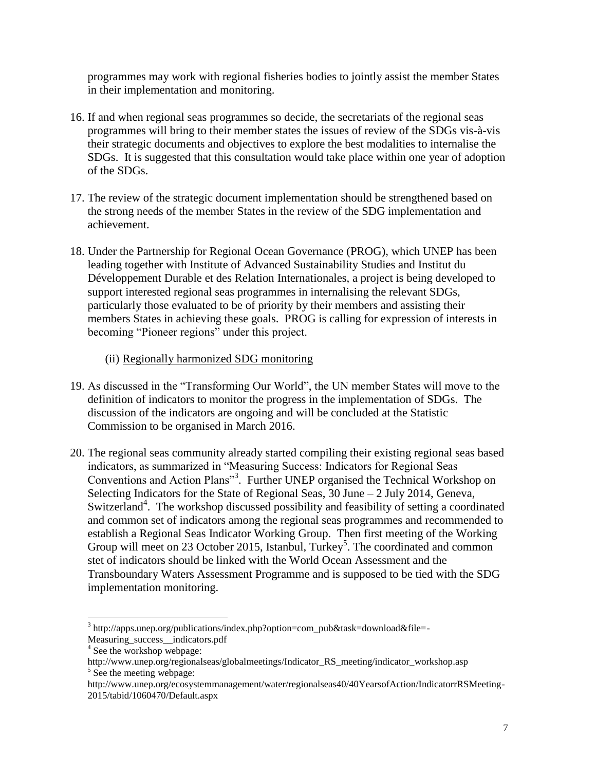programmes may work with regional fisheries bodies to jointly assist the member States in their implementation and monitoring.

16. If and when regional seas programmes so decide, the secretariats of the regional seas programmes will bring to their member states the issues of review of the SDGs vis-à-vis their strategic documents and objectives to explore the best modalities to internalise the SDGs. It is suggested that this consultation would take place within one year of adoption of the SDGs.

17. The review of the strategic document implementation should be strengthened based on the strong needs of the member States in the review of the SDG implementation and achievement.

18. Under the Partnership for Regional Ocean Governance (PROG), which UNEP has been leading together with Institute of Advanced Sustainability Studies and Institut du Développement Durable et des Relation Internationales, a project is being developed to support interested regional seas programmes in internalising the relevant SDGs, particularly those evaluated to be of priority by their members and assisting their members States in achieving these goals. PROG is calling for expression of interests in becoming "Pioneer regions" under this project.

(ii) Regionally harmonized SDG monitoring

19. As discussed in the "Transforming Our World", the UN member States will move to the definition of indicators to monitor the progress in the implementation of SDGs. The discussion of the indicators are ongoing and will be concluded at the Statistic Commission to be organised in March 2016.

20. The regional seas community already started compiling their existing regional seas based indicators, as summarized in "Measuring Success: Indicators for Regional Seas Conventions and Action Plans"[3]. Further UNEP organised the Technical Workshop on Selecting Indicators for the State of Regional Seas, 30 June – 2 July 2014, Geneva, Switzerland[4]. The workshop discussed possibility and feasibility of setting a coordinated and common set of indicators among the regional seas programmes and recommended to establish a Regional Seas Indicator Working Group. Then first meeting of the Working Group will meet on 23 October 2015, Istanbul, Turkey[5]. The coordinated and common stet of indicators should be linked with the World Ocean Assessment and the Transboundary Waters Assessment Programme and is supposed to be tied with the SDG implementation monitoring.

---

[3] http://apps.unep.org/publications/index.php?option=com_pub&task=download&file=-Measuring_success__indicators.pdf

[4] See the workshop webpage: http://www.unep.org/regionalseas/globalmeetings/Indicator_RS_meeting/indicator_workshop.asp

[5] See the meeting webpage: http://www.unep.org/ecosystemmanagement/water/regionalseas40/40YearsofAction/IndicatorrRSMeeting-2015/tabid/1060470/Default.aspx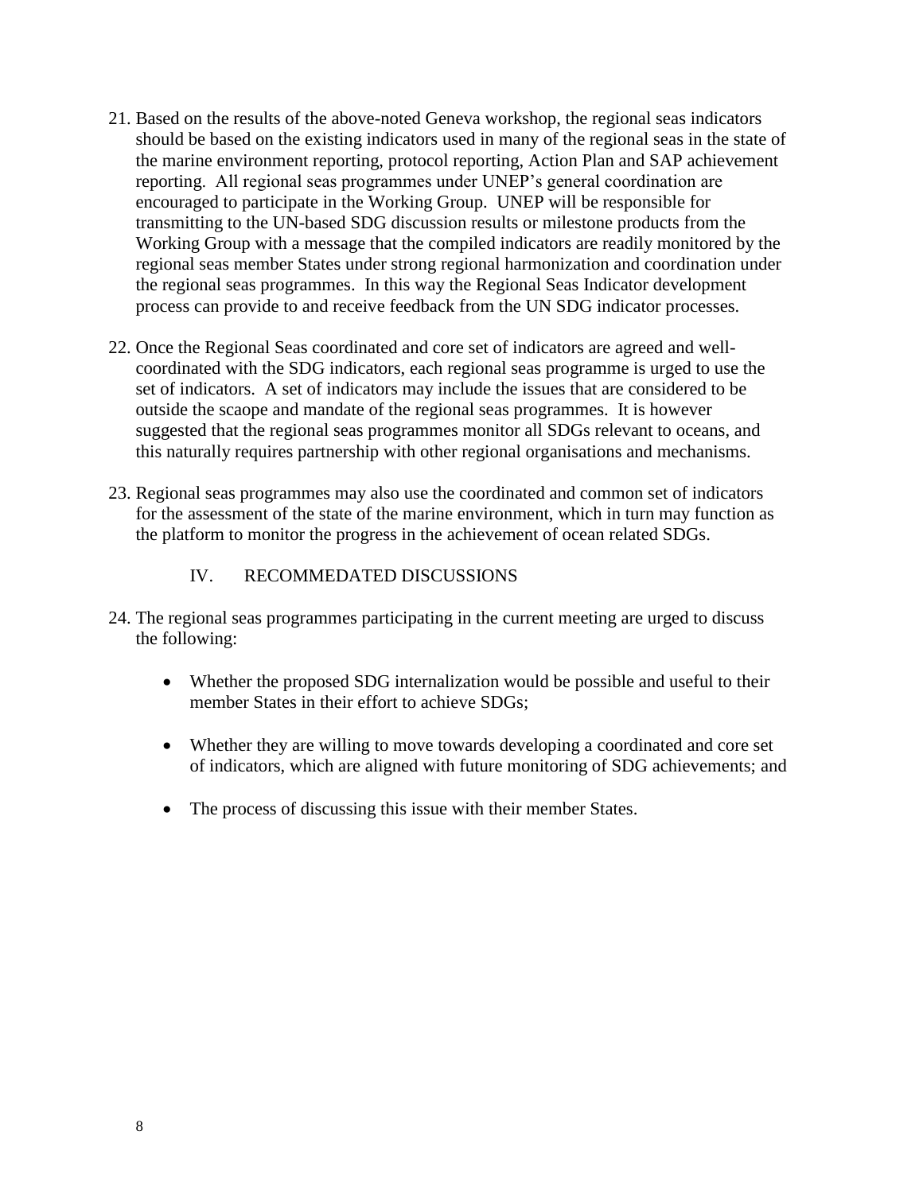21. Based on the results of the above-noted Geneva workshop, the regional seas indicators should be based on the existing indicators used in many of the regional seas in the state of the marine environment reporting, protocol reporting, Action Plan and SAP achievement reporting. All regional seas programmes under UNEP's general coordination are encouraged to participate in the Working Group. UNEP will be responsible for transmitting to the UN-based SDG discussion results or milestone products from the Working Group with a message that the compiled indicators are readily monitored by the regional seas member States under strong regional harmonization and coordination under the regional seas programmes. In this way the Regional Seas Indicator development process can provide to and receive feedback from the UN SDG indicator processes.

22. Once the Regional Seas coordinated and core set of indicators are agreed and well-coordinated with the SDG indicators, each regional seas programme is urged to use the set of indicators. A set of indicators may include the issues that are considered to be outside the scaope and mandate of the regional seas programmes. It is however suggested that the regional seas programmes monitor all SDGs relevant to oceans, and this naturally requires partnership with other regional organisations and mechanisms.

23. Regional seas programmes may also use the coordinated and common set of indicators for the assessment of the state of the marine environment, which in turn may function as the platform to monitor the progress in the achievement of ocean related SDGs.

## IV. RECOMMEDATED DISCUSSIONS

24. The regional seas programmes participating in the current meeting are urged to discuss the following:

    - Whether the proposed SDG internalization would be possible and useful to their member States in their effort to achieve SDGs;

    - Whether they are willing to move towards developing a coordinated and core set of indicators, which are aligned with future monitoring of SDG achievements; and

    - The process of discussing this issue with their member States.